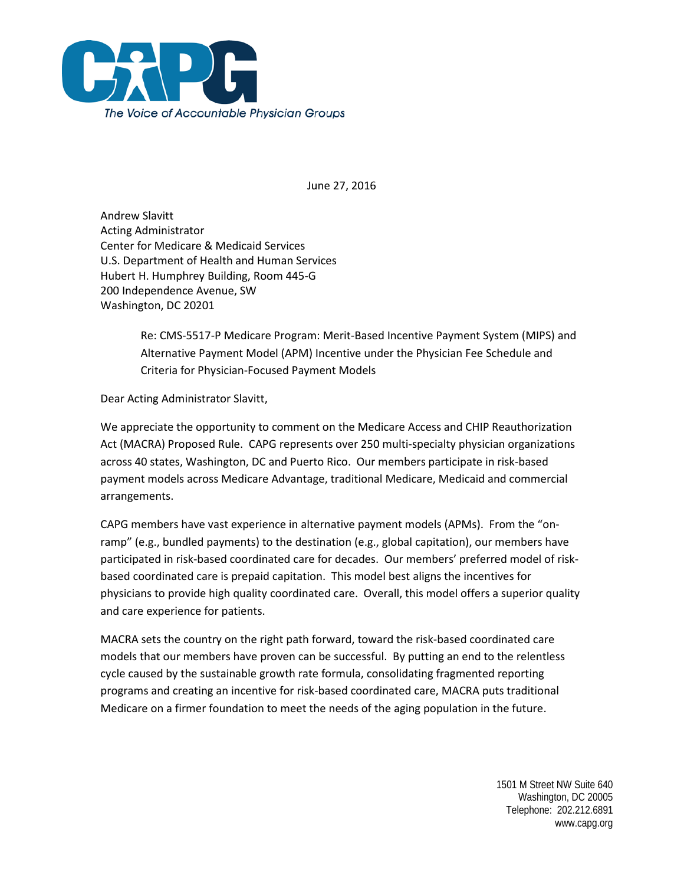CAPG

*The Voice of Accountable Physician Groups*

June 27, 2016

Andrew Slavitt
Acting Administrator
Center for Medicare & Medicaid Services
U.S. Department of Health and Human Services
Hubert H. Humphrey Building, Room 445-G
200 Independence Avenue, SW
Washington, DC 20201

> Re: CMS-5517-P Medicare Program: Merit-Based Incentive Payment System (MIPS) and Alternative Payment Model (APM) Incentive under the Physician Fee Schedule and Criteria for Physician-Focused Payment Models

Dear Acting Administrator Slavitt,

We appreciate the opportunity to comment on the Medicare Access and CHIP Reauthorization Act (MACRA) Proposed Rule. CAPG represents over 250 multi-specialty physician organizations across 40 states, Washington, DC and Puerto Rico. Our members participate in risk-based payment models across Medicare Advantage, traditional Medicare, Medicaid and commercial arrangements.

CAPG members have vast experience in alternative payment models (APMs). From the "on-ramp" (e.g., bundled payments) to the destination (e.g., global capitation), our members have participated in risk-based coordinated care for decades. Our members' preferred model of risk-based coordinated care is prepaid capitation. This model best aligns the incentives for physicians to provide high quality coordinated care. Overall, this model offers a superior quality and care experience for patients.

MACRA sets the country on the right path forward, toward the risk-based coordinated care models that our members have proven can be successful. By putting an end to the relentless cycle caused by the sustainable growth rate formula, consolidating fragmented reporting programs and creating an incentive for risk-based coordinated care, MACRA puts traditional Medicare on a firmer foundation to meet the needs of the aging population in the future.

1501 M Street NW Suite 640
Washington, DC 20005
Telephone: 202.212.6891
www.capg.org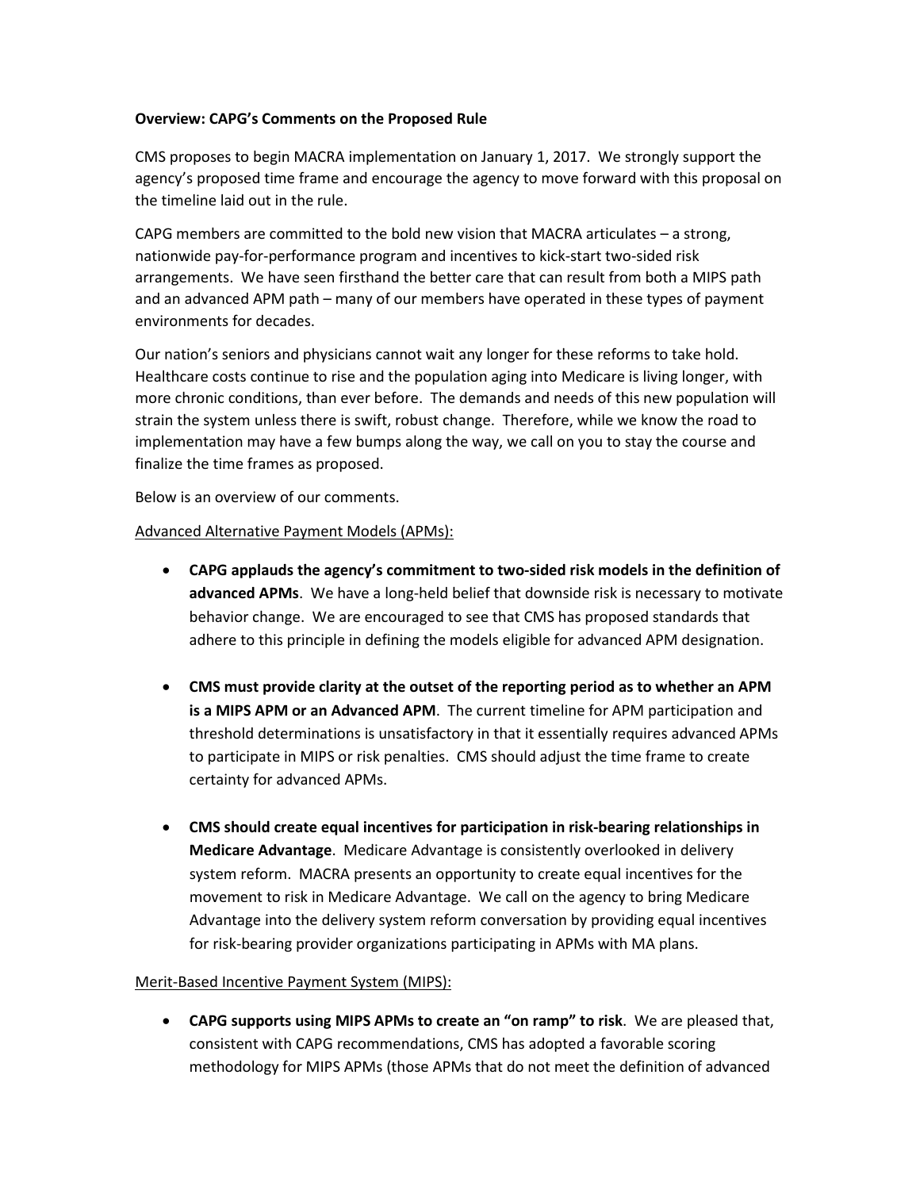**Overview: CAPG's Comments on the Proposed Rule**

CMS proposes to begin MACRA implementation on January 1, 2017. We strongly support the agency's proposed time frame and encourage the agency to move forward with this proposal on the timeline laid out in the rule.

CAPG members are committed to the bold new vision that MACRA articulates – a strong, nationwide pay-for-performance program and incentives to kick-start two-sided risk arrangements. We have seen firsthand the better care that can result from both a MIPS path and an advanced APM path – many of our members have operated in these types of payment environments for decades.

Our nation's seniors and physicians cannot wait any longer for these reforms to take hold. Healthcare costs continue to rise and the population aging into Medicare is living longer, with more chronic conditions, than ever before. The demands and needs of this new population will strain the system unless there is swift, robust change. Therefore, while we know the road to implementation may have a few bumps along the way, we call on you to stay the course and finalize the time frames as proposed.

Below is an overview of our comments.

<u>Advanced Alternative Payment Models (APMs):</u>

- **CAPG applauds the agency's commitment to two-sided risk models in the definition of advanced APMs**. We have a long-held belief that downside risk is necessary to motivate behavior change. We are encouraged to see that CMS has proposed standards that adhere to this principle in defining the models eligible for advanced APM designation.

- **CMS must provide clarity at the outset of the reporting period as to whether an APM is a MIPS APM or an Advanced APM**. The current timeline for APM participation and threshold determinations is unsatisfactory in that it essentially requires advanced APMs to participate in MIPS or risk penalties. CMS should adjust the time frame to create certainty for advanced APMs.

- **CMS should create equal incentives for participation in risk-bearing relationships in Medicare Advantage**. Medicare Advantage is consistently overlooked in delivery system reform. MACRA presents an opportunity to create equal incentives for the movement to risk in Medicare Advantage. We call on the agency to bring Medicare Advantage into the delivery system reform conversation by providing equal incentives for risk-bearing provider organizations participating in APMs with MA plans.

<u>Merit-Based Incentive Payment System (MIPS):</u>

- **CAPG supports using MIPS APMs to create an "on ramp" to risk**. We are pleased that, consistent with CAPG recommendations, CMS has adopted a favorable scoring methodology for MIPS APMs (those APMs that do not meet the definition of advanced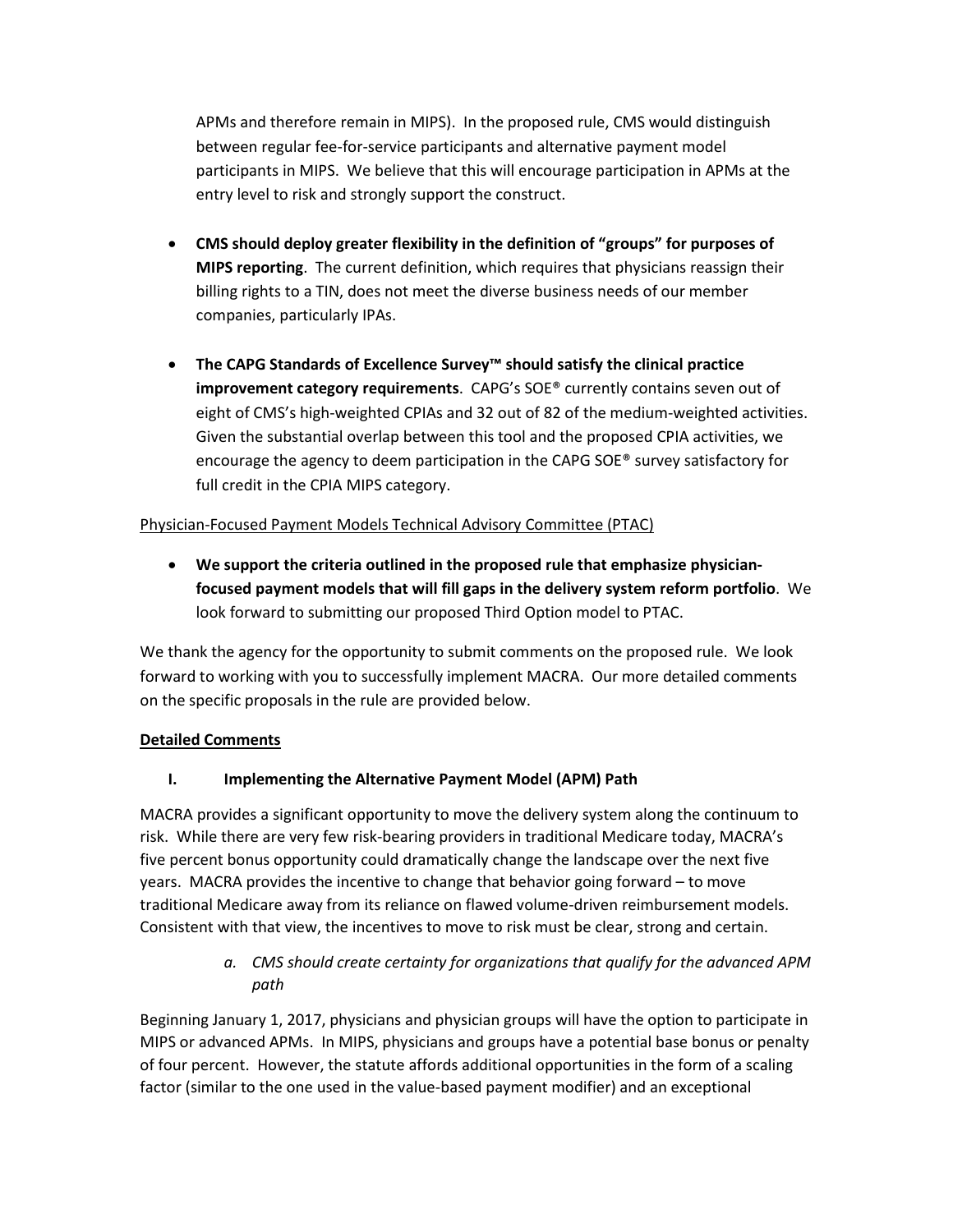APMs and therefore remain in MIPS). In the proposed rule, CMS would distinguish between regular fee-for-service participants and alternative payment model participants in MIPS. We believe that this will encourage participation in APMs at the entry level to risk and strongly support the construct.

- **CMS should deploy greater flexibility in the definition of "groups" for purposes of MIPS reporting**. The current definition, which requires that physicians reassign their billing rights to a TIN, does not meet the diverse business needs of our member companies, particularly IPAs.

- **The CAPG Standards of Excellence Survey™ should satisfy the clinical practice improvement category requirements**. CAPG's SOE® currently contains seven out of eight of CMS's high-weighted CPIAs and 32 out of 82 of the medium-weighted activities. Given the substantial overlap between this tool and the proposed CPIA activities, we encourage the agency to deem participation in the CAPG SOE® survey satisfactory for full credit in the CPIA MIPS category.

Physician-Focused Payment Models Technical Advisory Committee (PTAC)

- **We support the criteria outlined in the proposed rule that emphasize physician-focused payment models that will fill gaps in the delivery system reform portfolio**. We look forward to submitting our proposed Third Option model to PTAC.

We thank the agency for the opportunity to submit comments on the proposed rule. We look forward to working with you to successfully implement MACRA. Our more detailed comments on the specific proposals in the rule are provided below.

## Detailed Comments

### I. Implementing the Alternative Payment Model (APM) Path

MACRA provides a significant opportunity to move the delivery system along the continuum to risk. While there are very few risk-bearing providers in traditional Medicare today, MACRA's five percent bonus opportunity could dramatically change the landscape over the next five years. MACRA provides the incentive to change that behavior going forward – to move traditional Medicare away from its reliance on flawed volume-driven reimbursement models. Consistent with that view, the incentives to move to risk must be clear, strong and certain.

#### *a. CMS should create certainty for organizations that qualify for the advanced APM path*

Beginning January 1, 2017, physicians and physician groups will have the option to participate in MIPS or advanced APMs. In MIPS, physicians and groups have a potential base bonus or penalty of four percent. However, the statute affords additional opportunities in the form of a scaling factor (similar to the one used in the value-based payment modifier) and an exceptional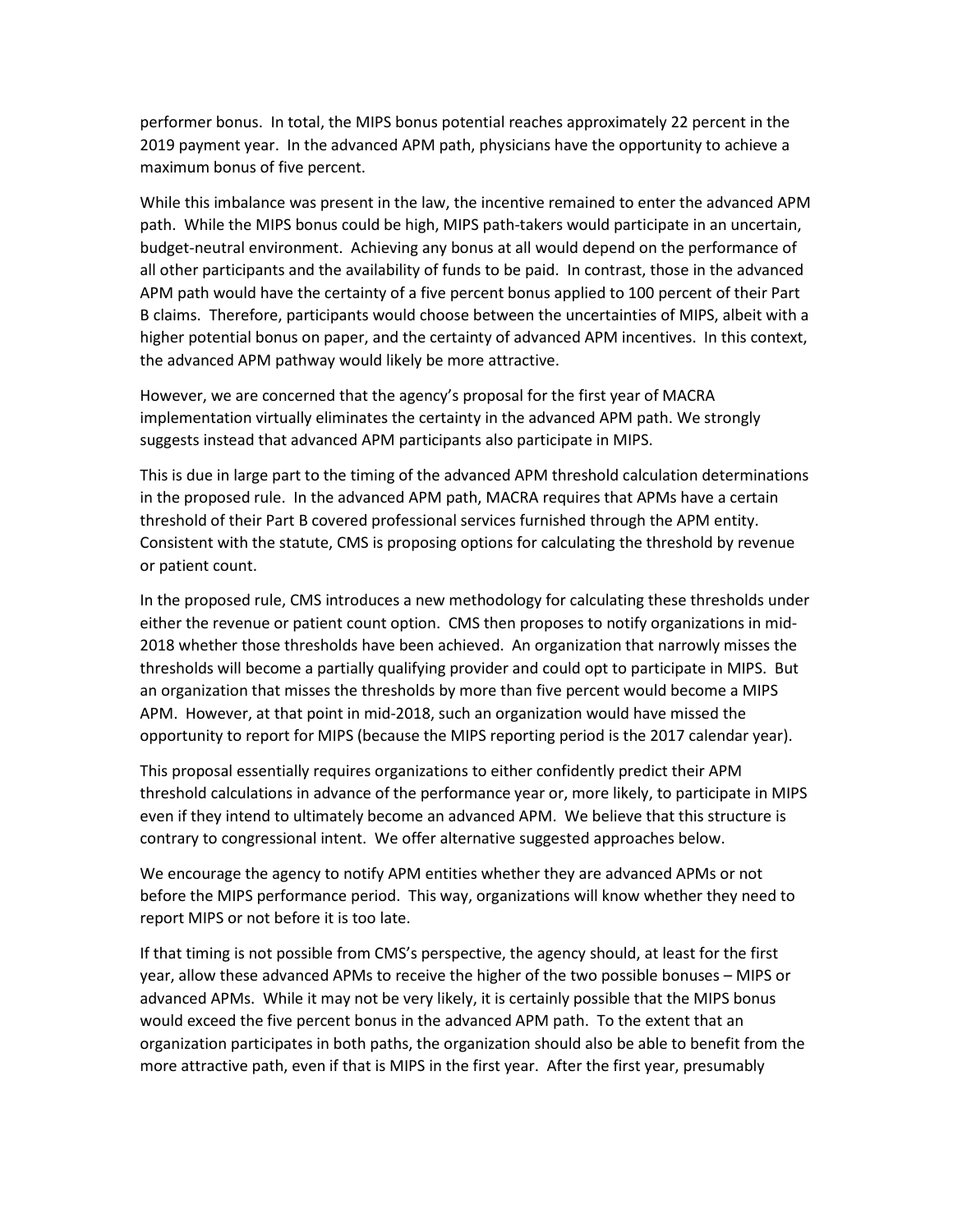performer bonus. In total, the MIPS bonus potential reaches approximately 22 percent in the 2019 payment year. In the advanced APM path, physicians have the opportunity to achieve a maximum bonus of five percent.

While this imbalance was present in the law, the incentive remained to enter the advanced APM path. While the MIPS bonus could be high, MIPS path-takers would participate in an uncertain, budget-neutral environment. Achieving any bonus at all would depend on the performance of all other participants and the availability of funds to be paid. In contrast, those in the advanced APM path would have the certainty of a five percent bonus applied to 100 percent of their Part B claims. Therefore, participants would choose between the uncertainties of MIPS, albeit with a higher potential bonus on paper, and the certainty of advanced APM incentives. In this context, the advanced APM pathway would likely be more attractive.

However, we are concerned that the agency's proposal for the first year of MACRA implementation virtually eliminates the certainty in the advanced APM path. We strongly suggests instead that advanced APM participants also participate in MIPS.

This is due in large part to the timing of the advanced APM threshold calculation determinations in the proposed rule. In the advanced APM path, MACRA requires that APMs have a certain threshold of their Part B covered professional services furnished through the APM entity. Consistent with the statute, CMS is proposing options for calculating the threshold by revenue or patient count.

In the proposed rule, CMS introduces a new methodology for calculating these thresholds under either the revenue or patient count option. CMS then proposes to notify organizations in mid-2018 whether those thresholds have been achieved. An organization that narrowly misses the thresholds will become a partially qualifying provider and could opt to participate in MIPS. But an organization that misses the thresholds by more than five percent would become a MIPS APM. However, at that point in mid-2018, such an organization would have missed the opportunity to report for MIPS (because the MIPS reporting period is the 2017 calendar year).

This proposal essentially requires organizations to either confidently predict their APM threshold calculations in advance of the performance year or, more likely, to participate in MIPS even if they intend to ultimately become an advanced APM. We believe that this structure is contrary to congressional intent. We offer alternative suggested approaches below.

We encourage the agency to notify APM entities whether they are advanced APMs or not before the MIPS performance period. This way, organizations will know whether they need to report MIPS or not before it is too late.

If that timing is not possible from CMS's perspective, the agency should, at least for the first year, allow these advanced APMs to receive the higher of the two possible bonuses – MIPS or advanced APMs. While it may not be very likely, it is certainly possible that the MIPS bonus would exceed the five percent bonus in the advanced APM path. To the extent that an organization participates in both paths, the organization should also be able to benefit from the more attractive path, even if that is MIPS in the first year. After the first year, presumably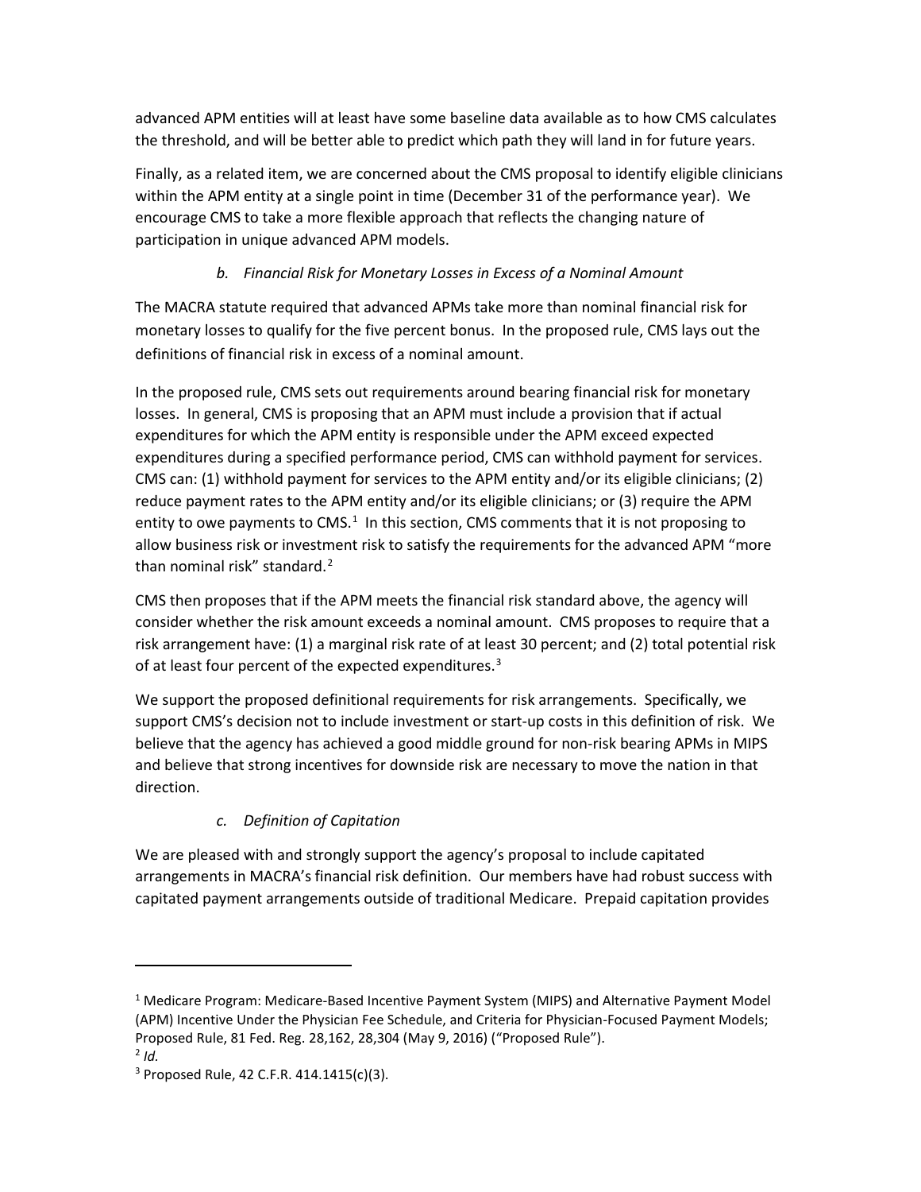advanced APM entities will at least have some baseline data available as to how CMS calculates the threshold, and will be better able to predict which path they will land in for future years.

Finally, as a related item, we are concerned about the CMS proposal to identify eligible clinicians within the APM entity at a single point in time (December 31 of the performance year). We encourage CMS to take a more flexible approach that reflects the changing nature of participation in unique advanced APM models.

*b. Financial Risk for Monetary Losses in Excess of a Nominal Amount*

The MACRA statute required that advanced APMs take more than nominal financial risk for monetary losses to qualify for the five percent bonus. In the proposed rule, CMS lays out the definitions of financial risk in excess of a nominal amount.

In the proposed rule, CMS sets out requirements around bearing financial risk for monetary losses. In general, CMS is proposing that an APM must include a provision that if actual expenditures for which the APM entity is responsible under the APM exceed expected expenditures during a specified performance period, CMS can withhold payment for services. CMS can: (1) withhold payment for services to the APM entity and/or its eligible clinicians; (2) reduce payment rates to the APM entity and/or its eligible clinicians; or (3) require the APM entity to owe payments to CMS.[1] In this section, CMS comments that it is not proposing to allow business risk or investment risk to satisfy the requirements for the advanced APM "more than nominal risk" standard.[2]

CMS then proposes that if the APM meets the financial risk standard above, the agency will consider whether the risk amount exceeds a nominal amount. CMS proposes to require that a risk arrangement have: (1) a marginal risk rate of at least 30 percent; and (2) total potential risk of at least four percent of the expected expenditures.[3]

We support the proposed definitional requirements for risk arrangements. Specifically, we support CMS's decision not to include investment or start-up costs in this definition of risk. We believe that the agency has achieved a good middle ground for non-risk bearing APMs in MIPS and believe that strong incentives for downside risk are necessary to move the nation in that direction.

*c. Definition of Capitation*

We are pleased with and strongly support the agency's proposal to include capitated arrangements in MACRA's financial risk definition. Our members have had robust success with capitated payment arrangements outside of traditional Medicare. Prepaid capitation provides

---

[1] Medicare Program: Medicare-Based Incentive Payment System (MIPS) and Alternative Payment Model (APM) Incentive Under the Physician Fee Schedule, and Criteria for Physician-Focused Payment Models; Proposed Rule, 81 Fed. Reg. 28,162, 28,304 (May 9, 2016) ("Proposed Rule").

[2] *Id.*

[3] Proposed Rule, 42 C.F.R. 414.1415(c)(3).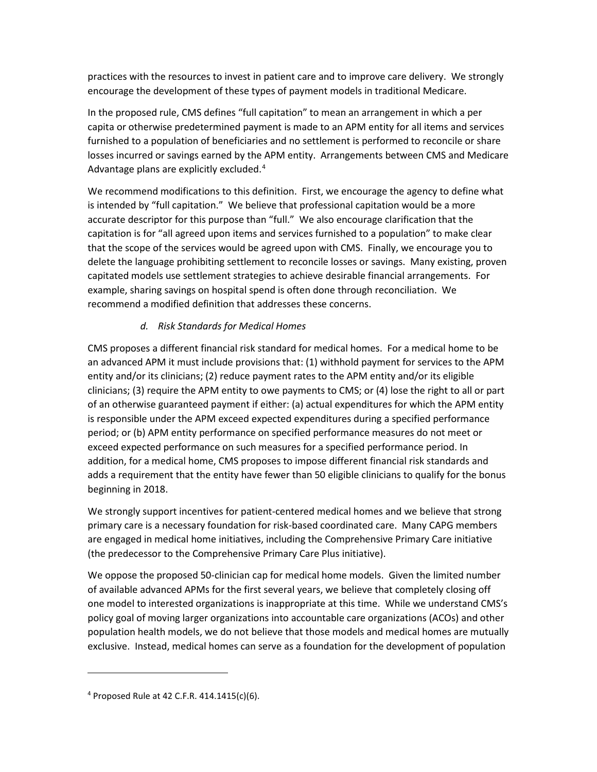practices with the resources to invest in patient care and to improve care delivery. We strongly encourage the development of these types of payment models in traditional Medicare.

In the proposed rule, CMS defines "full capitation" to mean an arrangement in which a per capita or otherwise predetermined payment is made to an APM entity for all items and services furnished to a population of beneficiaries and no settlement is performed to reconcile or share losses incurred or savings earned by the APM entity. Arrangements between CMS and Medicare Advantage plans are explicitly excluded.[4]

We recommend modifications to this definition. First, we encourage the agency to define what is intended by "full capitation." We believe that professional capitation would be a more accurate descriptor for this purpose than "full." We also encourage clarification that the capitation is for "all agreed upon items and services furnished to a population" to make clear that the scope of the services would be agreed upon with CMS. Finally, we encourage you to delete the language prohibiting settlement to reconcile losses or savings. Many existing, proven capitated models use settlement strategies to achieve desirable financial arrangements. For example, sharing savings on hospital spend is often done through reconciliation. We recommend a modified definition that addresses these concerns.

*d. Risk Standards for Medical Homes*

CMS proposes a different financial risk standard for medical homes. For a medical home to be an advanced APM it must include provisions that: (1) withhold payment for services to the APM entity and/or its clinicians; (2) reduce payment rates to the APM entity and/or its eligible clinicians; (3) require the APM entity to owe payments to CMS; or (4) lose the right to all or part of an otherwise guaranteed payment if either: (a) actual expenditures for which the APM entity is responsible under the APM exceed expected expenditures during a specified performance period; or (b) APM entity performance on specified performance measures do not meet or exceed expected performance on such measures for a specified performance period. In addition, for a medical home, CMS proposes to impose different financial risk standards and adds a requirement that the entity have fewer than 50 eligible clinicians to qualify for the bonus beginning in 2018.

We strongly support incentives for patient-centered medical homes and we believe that strong primary care is a necessary foundation for risk-based coordinated care. Many CAPG members are engaged in medical home initiatives, including the Comprehensive Primary Care initiative (the predecessor to the Comprehensive Primary Care Plus initiative).

We oppose the proposed 50-clinician cap for medical home models. Given the limited number of available advanced APMs for the first several years, we believe that completely closing off one model to interested organizations is inappropriate at this time. While we understand CMS's policy goal of moving larger organizations into accountable care organizations (ACOs) and other population health models, we do not believe that those models and medical homes are mutually exclusive. Instead, medical homes can serve as a foundation for the development of population

---

[4] Proposed Rule at 42 C.F.R. 414.1415(c)(6).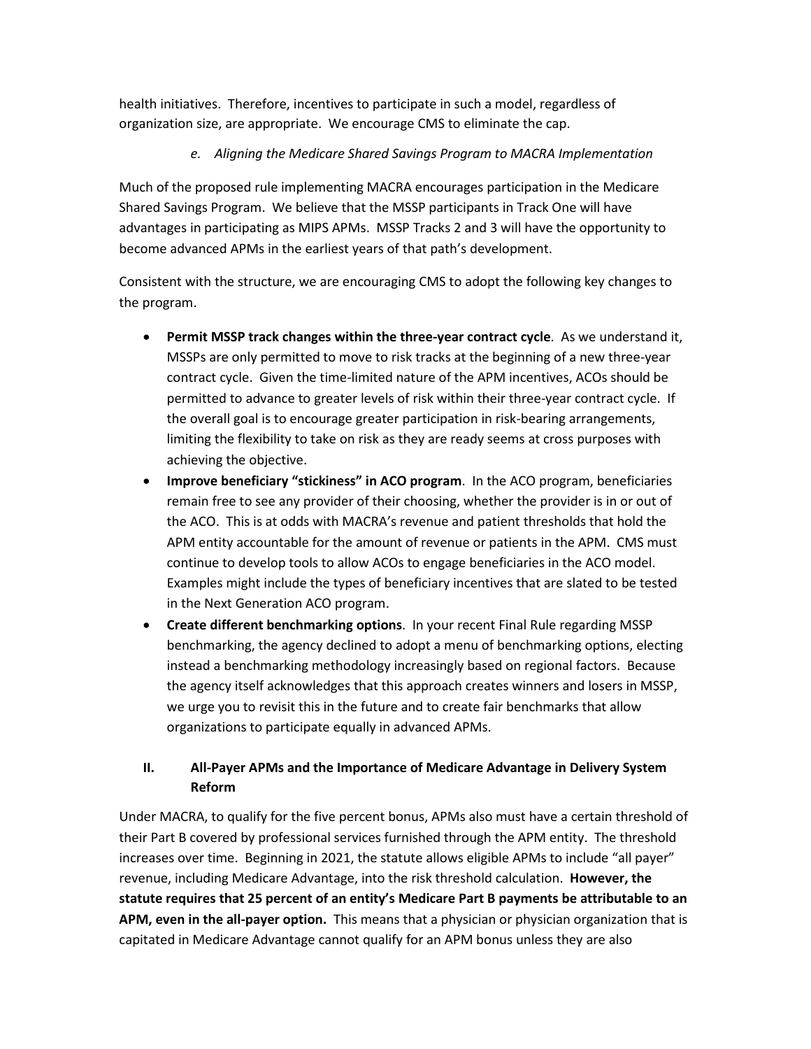health initiatives. Therefore, incentives to participate in such a model, regardless of organization size, are appropriate. We encourage CMS to eliminate the cap.

### *e. Aligning the Medicare Shared Savings Program to MACRA Implementation*

Much of the proposed rule implementing MACRA encourages participation in the Medicare Shared Savings Program. We believe that the MSSP participants in Track One will have advantages in participating as MIPS APMs. MSSP Tracks 2 and 3 will have the opportunity to become advanced APMs in the earliest years of that path's development.

Consistent with the structure, we are encouraging CMS to adopt the following key changes to the program.

- **Permit MSSP track changes within the three-year contract cycle**. As we understand it, MSSPs are only permitted to move to risk tracks at the beginning of a new three-year contract cycle. Given the time-limited nature of the APM incentives, ACOs should be permitted to advance to greater levels of risk within their three-year contract cycle. If the overall goal is to encourage greater participation in risk-bearing arrangements, limiting the flexibility to take on risk as they are ready seems at cross purposes with achieving the objective.
- **Improve beneficiary "stickiness" in ACO program**. In the ACO program, beneficiaries remain free to see any provider of their choosing, whether the provider is in or out of the ACO. This is at odds with MACRA's revenue and patient thresholds that hold the APM entity accountable for the amount of revenue or patients in the APM. CMS must continue to develop tools to allow ACOs to engage beneficiaries in the ACO model. Examples might include the types of beneficiary incentives that are slated to be tested in the Next Generation ACO program.
- **Create different benchmarking options**. In your recent Final Rule regarding MSSP benchmarking, the agency declined to adopt a menu of benchmarking options, electing instead a benchmarking methodology increasingly based on regional factors. Because the agency itself acknowledges that this approach creates winners and losers in MSSP, we urge you to revisit this in the future and to create fair benchmarks that allow organizations to participate equally in advanced APMs.

## II. All-Payer APMs and the Importance of Medicare Advantage in Delivery System Reform

Under MACRA, to qualify for the five percent bonus, APMs also must have a certain threshold of their Part B covered by professional services furnished through the APM entity. The threshold increases over time. Beginning in 2021, the statute allows eligible APMs to include "all payer" revenue, including Medicare Advantage, into the risk threshold calculation. **However, the statute requires that 25 percent of an entity's Medicare Part B payments be attributable to an APM, even in the all-payer option.** This means that a physician or physician organization that is capitated in Medicare Advantage cannot qualify for an APM bonus unless they are also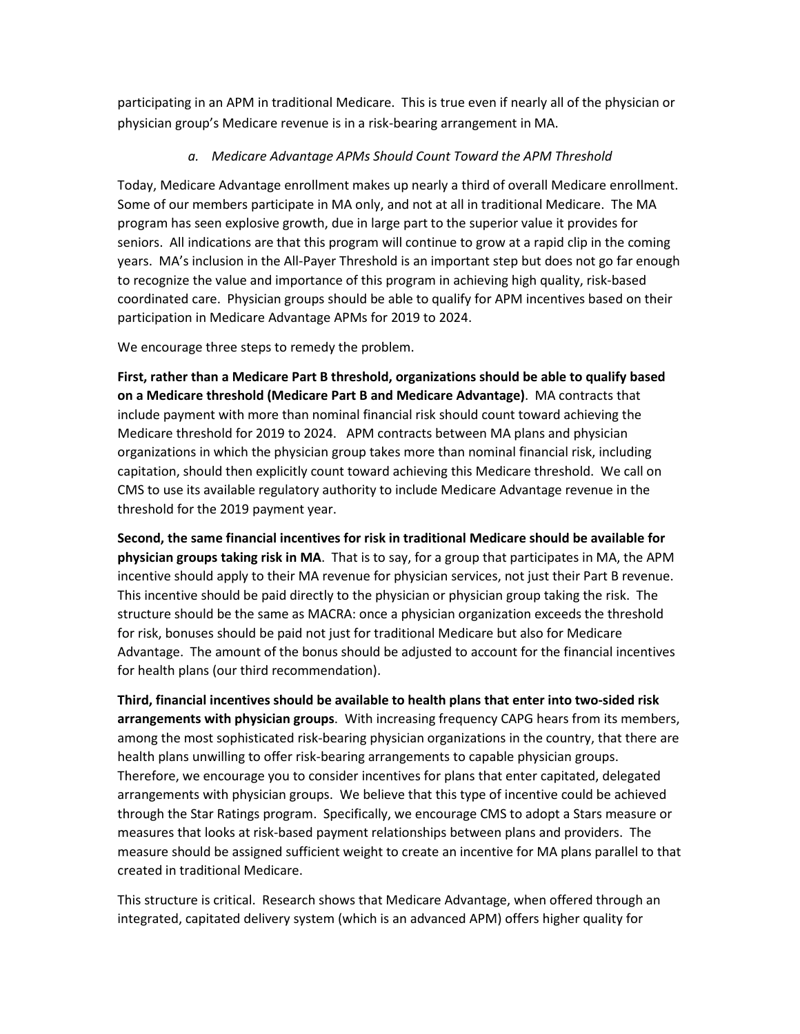participating in an APM in traditional Medicare. This is true even if nearly all of the physician or physician group's Medicare revenue is in a risk-bearing arrangement in MA.

### *a. Medicare Advantage APMs Should Count Toward the APM Threshold*

Today, Medicare Advantage enrollment makes up nearly a third of overall Medicare enrollment. Some of our members participate in MA only, and not at all in traditional Medicare. The MA program has seen explosive growth, due in large part to the superior value it provides for seniors. All indications are that this program will continue to grow at a rapid clip in the coming years. MA's inclusion in the All-Payer Threshold is an important step but does not go far enough to recognize the value and importance of this program in achieving high quality, risk-based coordinated care. Physician groups should be able to qualify for APM incentives based on their participation in Medicare Advantage APMs for 2019 to 2024.

We encourage three steps to remedy the problem.

**First, rather than a Medicare Part B threshold, organizations should be able to qualify based on a Medicare threshold (Medicare Part B and Medicare Advantage)**. MA contracts that include payment with more than nominal financial risk should count toward achieving the Medicare threshold for 2019 to 2024. APM contracts between MA plans and physician organizations in which the physician group takes more than nominal financial risk, including capitation, should then explicitly count toward achieving this Medicare threshold. We call on CMS to use its available regulatory authority to include Medicare Advantage revenue in the threshold for the 2019 payment year.

**Second, the same financial incentives for risk in traditional Medicare should be available for physician groups taking risk in MA**. That is to say, for a group that participates in MA, the APM incentive should apply to their MA revenue for physician services, not just their Part B revenue. This incentive should be paid directly to the physician or physician group taking the risk. The structure should be the same as MACRA: once a physician organization exceeds the threshold for risk, bonuses should be paid not just for traditional Medicare but also for Medicare Advantage. The amount of the bonus should be adjusted to account for the financial incentives for health plans (our third recommendation).

**Third, financial incentives should be available to health plans that enter into two-sided risk arrangements with physician groups**. With increasing frequency CAPG hears from its members, among the most sophisticated risk-bearing physician organizations in the country, that there are health plans unwilling to offer risk-bearing arrangements to capable physician groups. Therefore, we encourage you to consider incentives for plans that enter capitated, delegated arrangements with physician groups. We believe that this type of incentive could be achieved through the Star Ratings program. Specifically, we encourage CMS to adopt a Stars measure or measures that looks at risk-based payment relationships between plans and providers. The measure should be assigned sufficient weight to create an incentive for MA plans parallel to that created in traditional Medicare.

This structure is critical. Research shows that Medicare Advantage, when offered through an integrated, capitated delivery system (which is an advanced APM) offers higher quality for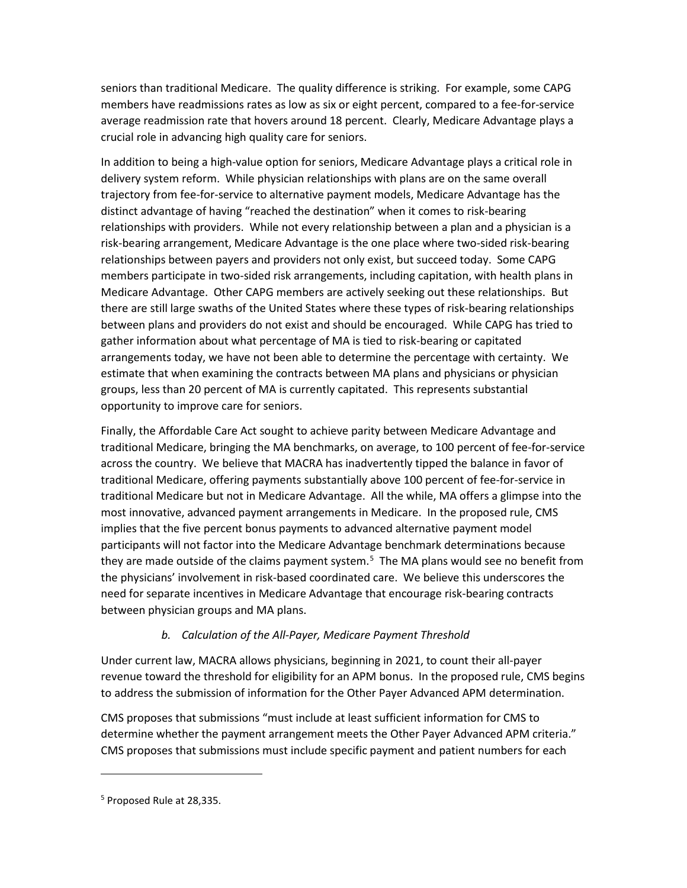seniors than traditional Medicare. The quality difference is striking. For example, some CAPG members have readmissions rates as low as six or eight percent, compared to a fee-for-service average readmission rate that hovers around 18 percent. Clearly, Medicare Advantage plays a crucial role in advancing high quality care for seniors.

In addition to being a high-value option for seniors, Medicare Advantage plays a critical role in delivery system reform. While physician relationships with plans are on the same overall trajectory from fee-for-service to alternative payment models, Medicare Advantage has the distinct advantage of having "reached the destination" when it comes to risk-bearing relationships with providers. While not every relationship between a plan and a physician is a risk-bearing arrangement, Medicare Advantage is the one place where two-sided risk-bearing relationships between payers and providers not only exist, but succeed today. Some CAPG members participate in two-sided risk arrangements, including capitation, with health plans in Medicare Advantage. Other CAPG members are actively seeking out these relationships. But there are still large swaths of the United States where these types of risk-bearing relationships between plans and providers do not exist and should be encouraged. While CAPG has tried to gather information about what percentage of MA is tied to risk-bearing or capitated arrangements today, we have not been able to determine the percentage with certainty. We estimate that when examining the contracts between MA plans and physicians or physician groups, less than 20 percent of MA is currently capitated. This represents substantial opportunity to improve care for seniors.

Finally, the Affordable Care Act sought to achieve parity between Medicare Advantage and traditional Medicare, bringing the MA benchmarks, on average, to 100 percent of fee-for-service across the country. We believe that MACRA has inadvertently tipped the balance in favor of traditional Medicare, offering payments substantially above 100 percent of fee-for-service in traditional Medicare but not in Medicare Advantage. All the while, MA offers a glimpse into the most innovative, advanced payment arrangements in Medicare. In the proposed rule, CMS implies that the five percent bonus payments to advanced alternative payment model participants will not factor into the Medicare Advantage benchmark determinations because they are made outside of the claims payment system.[5] The MA plans would see no benefit from the physicians' involvement in risk-based coordinated care. We believe this underscores the need for separate incentives in Medicare Advantage that encourage risk-bearing contracts between physician groups and MA plans.

*b. Calculation of the All-Payer, Medicare Payment Threshold*

Under current law, MACRA allows physicians, beginning in 2021, to count their all-payer revenue toward the threshold for eligibility for an APM bonus. In the proposed rule, CMS begins to address the submission of information for the Other Payer Advanced APM determination.

CMS proposes that submissions "must include at least sufficient information for CMS to determine whether the payment arrangement meets the Other Payer Advanced APM criteria." CMS proposes that submissions must include specific payment and patient numbers for each

---

[5] Proposed Rule at 28,335.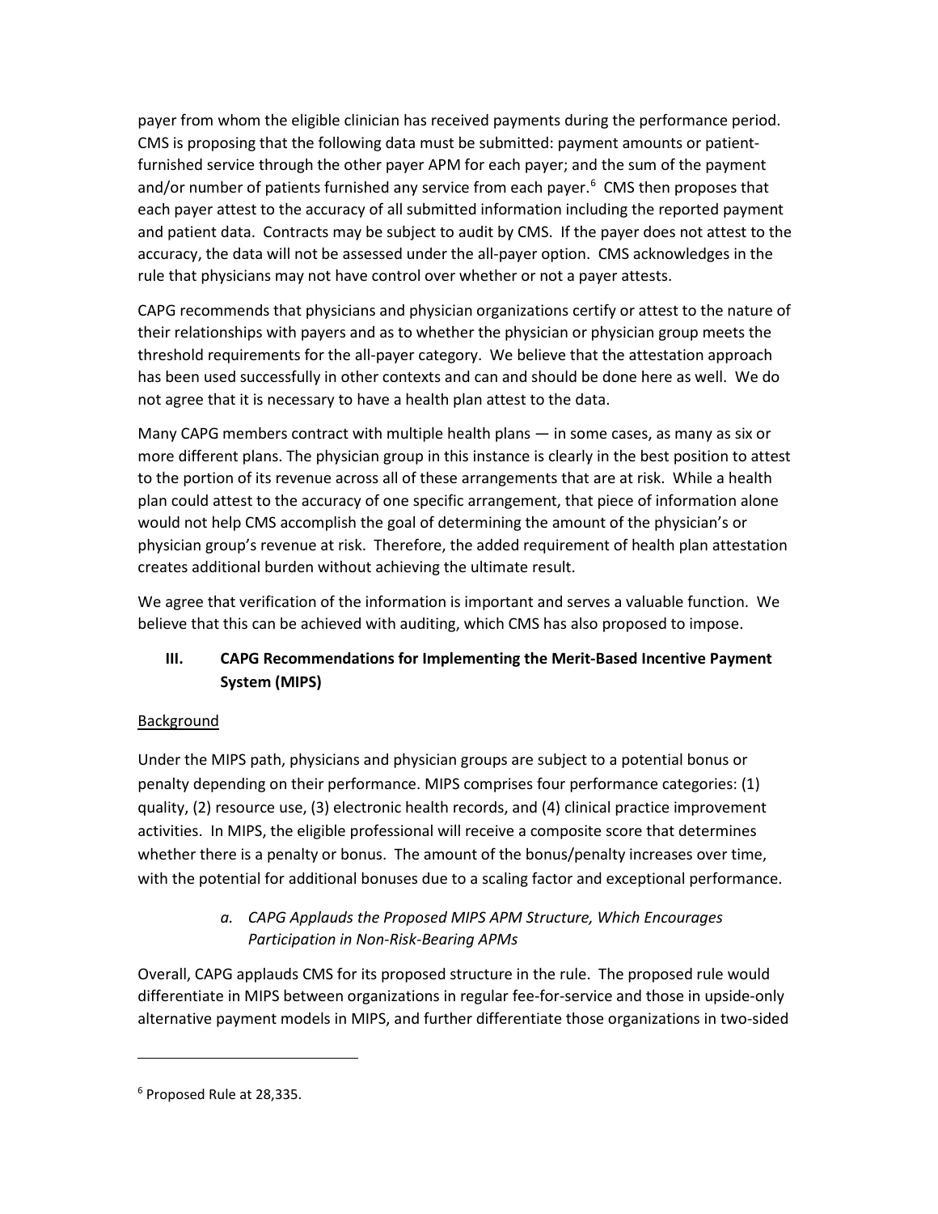payer from whom the eligible clinician has received payments during the performance period. CMS is proposing that the following data must be submitted: payment amounts or patient-furnished service through the other payer APM for each payer; and the sum of the payment and/or number of patients furnished any service from each payer.[6] CMS then proposes that each payer attest to the accuracy of all submitted information including the reported payment and patient data. Contracts may be subject to audit by CMS. If the payer does not attest to the accuracy, the data will not be assessed under the all-payer option. CMS acknowledges in the rule that physicians may not have control over whether or not a payer attests.

CAPG recommends that physicians and physician organizations certify or attest to the nature of their relationships with payers and as to whether the physician or physician group meets the threshold requirements for the all-payer category. We believe that the attestation approach has been used successfully in other contexts and can and should be done here as well. We do not agree that it is necessary to have a health plan attest to the data.

Many CAPG members contract with multiple health plans — in some cases, as many as six or more different plans. The physician group in this instance is clearly in the best position to attest to the portion of its revenue across all of these arrangements that are at risk. While a health plan could attest to the accuracy of one specific arrangement, that piece of information alone would not help CMS accomplish the goal of determining the amount of the physician's or physician group's revenue at risk. Therefore, the added requirement of health plan attestation creates additional burden without achieving the ultimate result.

We agree that verification of the information is important and serves a valuable function. We believe that this can be achieved with auditing, which CMS has also proposed to impose.

## III. CAPG Recommendations for Implementing the Merit-Based Incentive Payment System (MIPS)

Background

Under the MIPS path, physicians and physician groups are subject to a potential bonus or penalty depending on their performance. MIPS comprises four performance categories: (1) quality, (2) resource use, (3) electronic health records, and (4) clinical practice improvement activities. In MIPS, the eligible professional will receive a composite score that determines whether there is a penalty or bonus. The amount of the bonus/penalty increases over time, with the potential for additional bonuses due to a scaling factor and exceptional performance.

### *a. CAPG Applauds the Proposed MIPS APM Structure, Which Encourages Participation in Non-Risk-Bearing APMs*

Overall, CAPG applauds CMS for its proposed structure in the rule. The proposed rule would differentiate in MIPS between organizations in regular fee-for-service and those in upside-only alternative payment models in MIPS, and further differentiate those organizations in two-sided

---

[6] Proposed Rule at 28,335.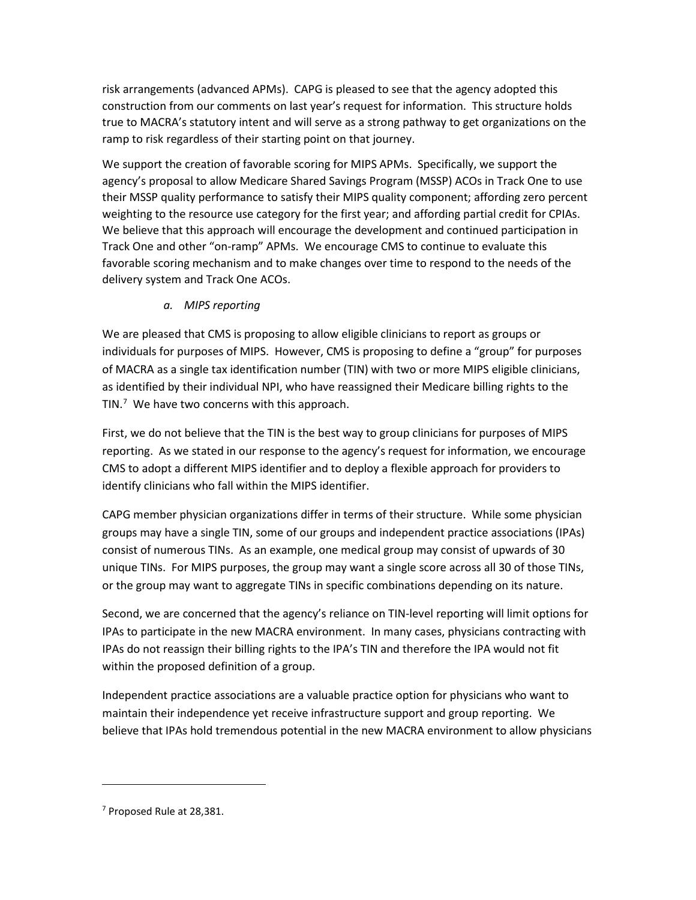risk arrangements (advanced APMs). CAPG is pleased to see that the agency adopted this construction from our comments on last year's request for information. This structure holds true to MACRA's statutory intent and will serve as a strong pathway to get organizations on the ramp to risk regardless of their starting point on that journey.

We support the creation of favorable scoring for MIPS APMs. Specifically, we support the agency's proposal to allow Medicare Shared Savings Program (MSSP) ACOs in Track One to use their MSSP quality performance to satisfy their MIPS quality component; affording zero percent weighting to the resource use category for the first year; and affording partial credit for CPIAs. We believe that this approach will encourage the development and continued participation in Track One and other "on-ramp" APMs. We encourage CMS to continue to evaluate this favorable scoring mechanism and to make changes over time to respond to the needs of the delivery system and Track One ACOs.

*a. MIPS reporting*

We are pleased that CMS is proposing to allow eligible clinicians to report as groups or individuals for purposes of MIPS. However, CMS is proposing to define a "group" for purposes of MACRA as a single tax identification number (TIN) with two or more MIPS eligible clinicians, as identified by their individual NPI, who have reassigned their Medicare billing rights to the TIN.[7] We have two concerns with this approach.

First, we do not believe that the TIN is the best way to group clinicians for purposes of MIPS reporting. As we stated in our response to the agency's request for information, we encourage CMS to adopt a different MIPS identifier and to deploy a flexible approach for providers to identify clinicians who fall within the MIPS identifier.

CAPG member physician organizations differ in terms of their structure. While some physician groups may have a single TIN, some of our groups and independent practice associations (IPAs) consist of numerous TINs. As an example, one medical group may consist of upwards of 30 unique TINs. For MIPS purposes, the group may want a single score across all 30 of those TINs, or the group may want to aggregate TINs in specific combinations depending on its nature.

Second, we are concerned that the agency's reliance on TIN-level reporting will limit options for IPAs to participate in the new MACRA environment. In many cases, physicians contracting with IPAs do not reassign their billing rights to the IPA's TIN and therefore the IPA would not fit within the proposed definition of a group.

Independent practice associations are a valuable practice option for physicians who want to maintain their independence yet receive infrastructure support and group reporting. We believe that IPAs hold tremendous potential in the new MACRA environment to allow physicians

---

[7] Proposed Rule at 28,381.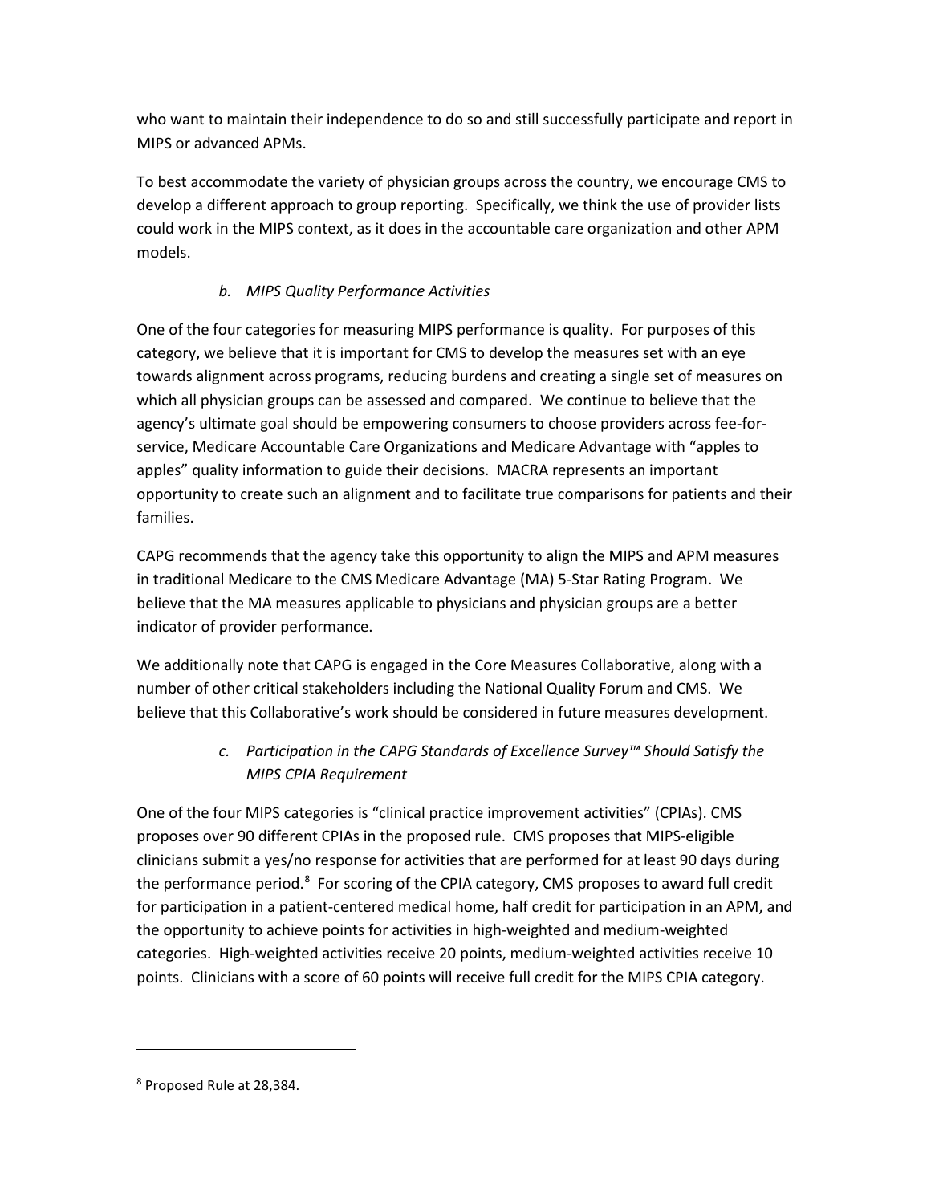who want to maintain their independence to do so and still successfully participate and report in MIPS or advanced APMs.

To best accommodate the variety of physician groups across the country, we encourage CMS to develop a different approach to group reporting. Specifically, we think the use of provider lists could work in the MIPS context, as it does in the accountable care organization and other APM models.

### *b. MIPS Quality Performance Activities*

One of the four categories for measuring MIPS performance is quality. For purposes of this category, we believe that it is important for CMS to develop the measures set with an eye towards alignment across programs, reducing burdens and creating a single set of measures on which all physician groups can be assessed and compared. We continue to believe that the agency's ultimate goal should be empowering consumers to choose providers across fee-for-service, Medicare Accountable Care Organizations and Medicare Advantage with "apples to apples" quality information to guide their decisions. MACRA represents an important opportunity to create such an alignment and to facilitate true comparisons for patients and their families.

CAPG recommends that the agency take this opportunity to align the MIPS and APM measures in traditional Medicare to the CMS Medicare Advantage (MA) 5-Star Rating Program. We believe that the MA measures applicable to physicians and physician groups are a better indicator of provider performance.

We additionally note that CAPG is engaged in the Core Measures Collaborative, along with a number of other critical stakeholders including the National Quality Forum and CMS. We believe that this Collaborative's work should be considered in future measures development.

### *c. Participation in the CAPG Standards of Excellence Survey™ Should Satisfy the MIPS CPIA Requirement*

One of the four MIPS categories is "clinical practice improvement activities" (CPIAs). CMS proposes over 90 different CPIAs in the proposed rule. CMS proposes that MIPS-eligible clinicians submit a yes/no response for activities that are performed for at least 90 days during the performance period.[8] For scoring of the CPIA category, CMS proposes to award full credit for participation in a patient-centered medical home, half credit for participation in an APM, and the opportunity to achieve points for activities in high-weighted and medium-weighted categories. High-weighted activities receive 20 points, medium-weighted activities receive 10 points. Clinicians with a score of 60 points will receive full credit for the MIPS CPIA category.

---

[8] Proposed Rule at 28,384.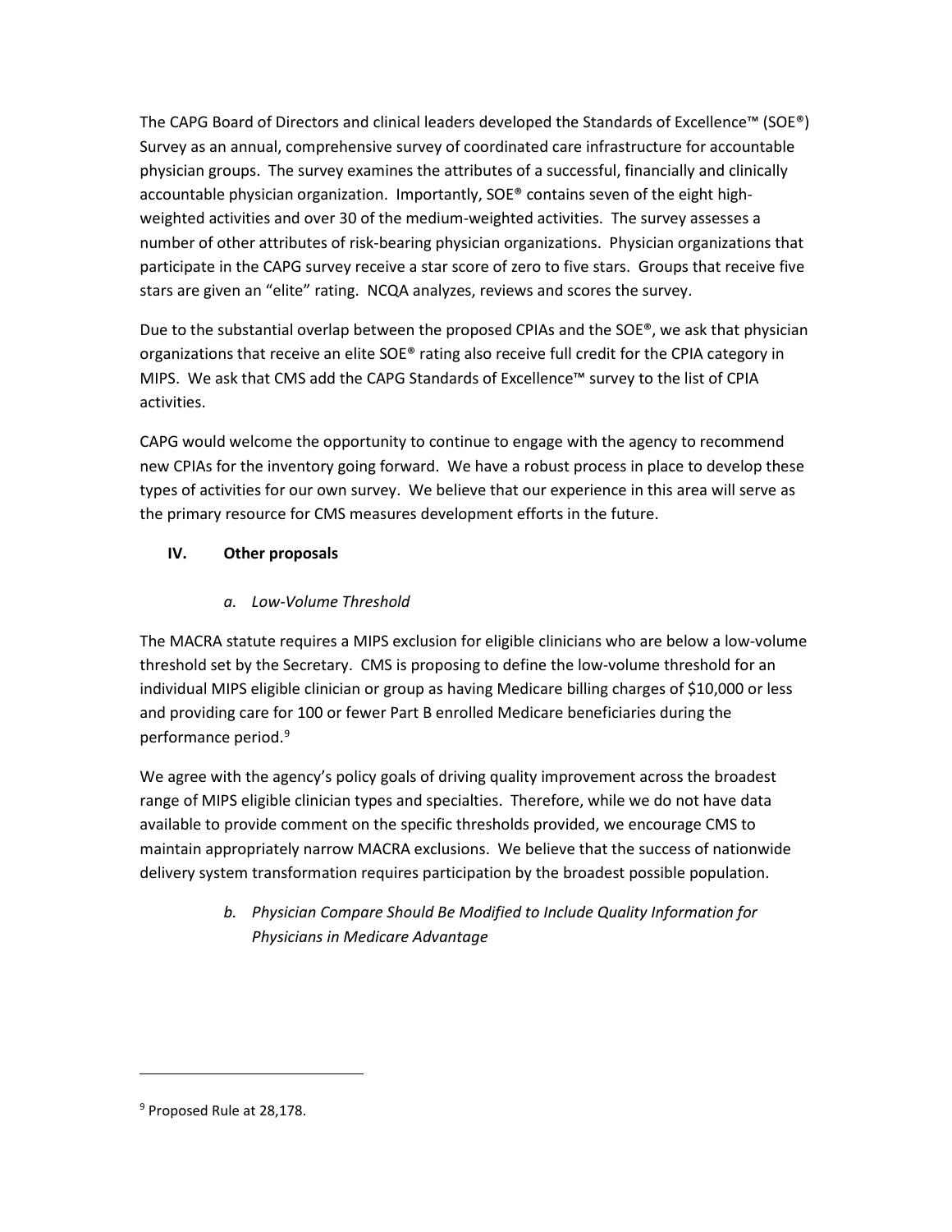The CAPG Board of Directors and clinical leaders developed the Standards of Excellence™ (SOE®) Survey as an annual, comprehensive survey of coordinated care infrastructure for accountable physician groups. The survey examines the attributes of a successful, financially and clinically accountable physician organization. Importantly, SOE® contains seven of the eight high-weighted activities and over 30 of the medium-weighted activities. The survey assesses a number of other attributes of risk-bearing physician organizations. Physician organizations that participate in the CAPG survey receive a star score of zero to five stars. Groups that receive five stars are given an "elite" rating. NCQA analyzes, reviews and scores the survey.

Due to the substantial overlap between the proposed CPIAs and the SOE®, we ask that physician organizations that receive an elite SOE® rating also receive full credit for the CPIA category in MIPS. We ask that CMS add the CAPG Standards of Excellence™ survey to the list of CPIA activities.

CAPG would welcome the opportunity to continue to engage with the agency to recommend new CPIAs for the inventory going forward. We have a robust process in place to develop these types of activities for our own survey. We believe that our experience in this area will serve as the primary resource for CMS measures development efforts in the future.

## IV. Other proposals

### *a. Low-Volume Threshold*

The MACRA statute requires a MIPS exclusion for eligible clinicians who are below a low-volume threshold set by the Secretary. CMS is proposing to define the low-volume threshold for an individual MIPS eligible clinician or group as having Medicare billing charges of $10,000 or less and providing care for 100 or fewer Part B enrolled Medicare beneficiaries during the performance period.[9]

We agree with the agency's policy goals of driving quality improvement across the broadest range of MIPS eligible clinician types and specialties. Therefore, while we do not have data available to provide comment on the specific thresholds provided, we encourage CMS to maintain appropriately narrow MACRA exclusions. We believe that the success of nationwide delivery system transformation requires participation by the broadest possible population.

### *b. Physician Compare Should Be Modified to Include Quality Information for Physicians in Medicare Advantage*

---

[9] Proposed Rule at 28,178.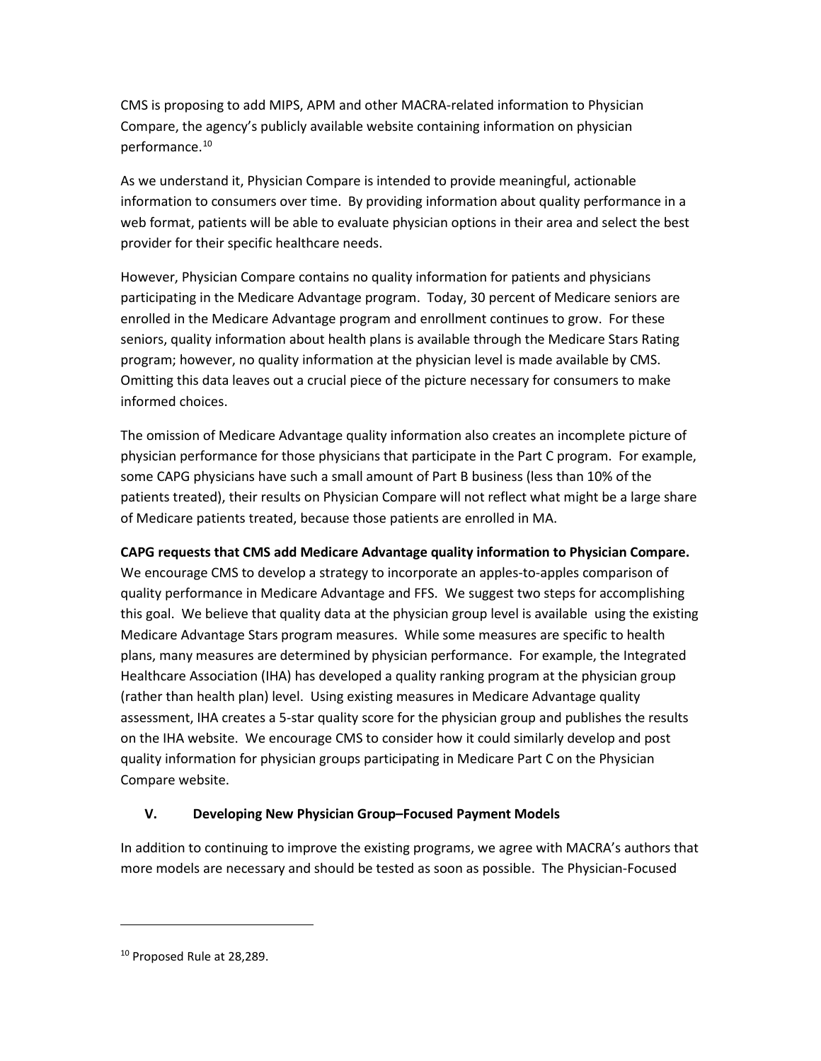CMS is proposing to add MIPS, APM and other MACRA-related information to Physician Compare, the agency's publicly available website containing information on physician performance.[10]

As we understand it, Physician Compare is intended to provide meaningful, actionable information to consumers over time. By providing information about quality performance in a web format, patients will be able to evaluate physician options in their area and select the best provider for their specific healthcare needs.

However, Physician Compare contains no quality information for patients and physicians participating in the Medicare Advantage program. Today, 30 percent of Medicare seniors are enrolled in the Medicare Advantage program and enrollment continues to grow. For these seniors, quality information about health plans is available through the Medicare Stars Rating program; however, no quality information at the physician level is made available by CMS. Omitting this data leaves out a crucial piece of the picture necessary for consumers to make informed choices.

The omission of Medicare Advantage quality information also creates an incomplete picture of physician performance for those physicians that participate in the Part C program. For example, some CAPG physicians have such a small amount of Part B business (less than 10% of the patients treated), their results on Physician Compare will not reflect what might be a large share of Medicare patients treated, because those patients are enrolled in MA.

**CAPG requests that CMS add Medicare Advantage quality information to Physician Compare.** We encourage CMS to develop a strategy to incorporate an apples-to-apples comparison of quality performance in Medicare Advantage and FFS. We suggest two steps for accomplishing this goal. We believe that quality data at the physician group level is available using the existing Medicare Advantage Stars program measures. While some measures are specific to health plans, many measures are determined by physician performance. For example, the Integrated Healthcare Association (IHA) has developed a quality ranking program at the physician group (rather than health plan) level. Using existing measures in Medicare Advantage quality assessment, IHA creates a 5-star quality score for the physician group and publishes the results on the IHA website. We encourage CMS to consider how it could similarly develop and post quality information for physician groups participating in Medicare Part C on the Physician Compare website.

## V. Developing New Physician Group–Focused Payment Models

In addition to continuing to improve the existing programs, we agree with MACRA's authors that more models are necessary and should be tested as soon as possible. The Physician-Focused

[10] Proposed Rule at 28,289.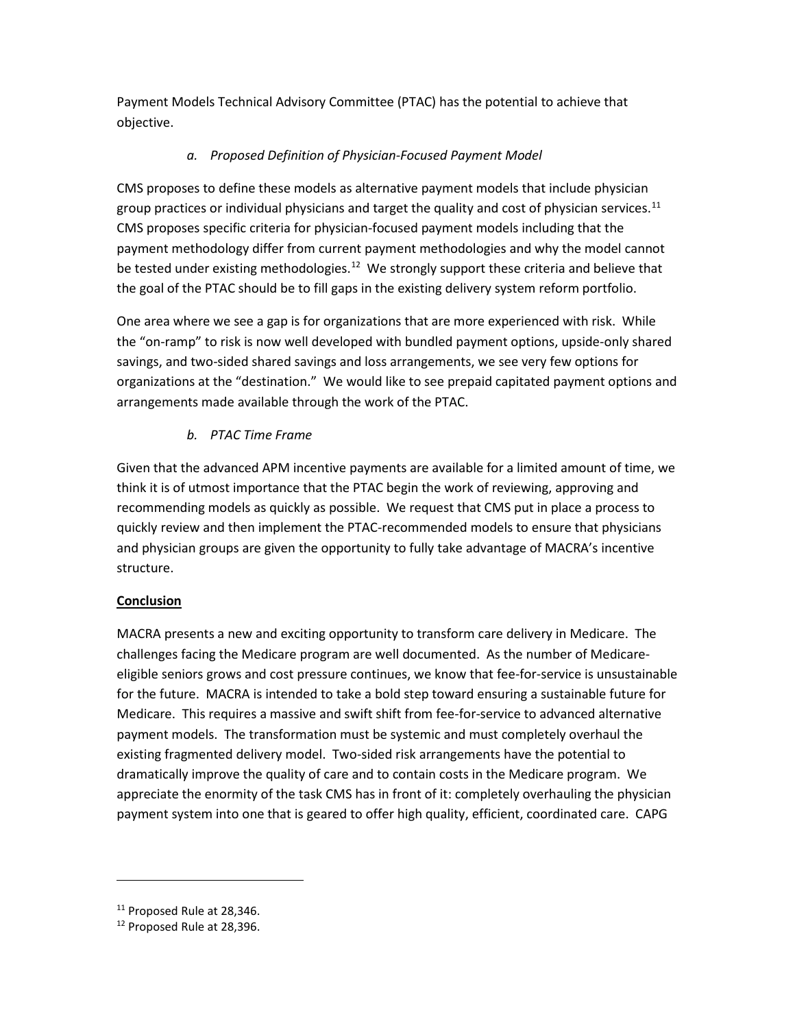Payment Models Technical Advisory Committee (PTAC) has the potential to achieve that objective.

*a. Proposed Definition of Physician-Focused Payment Model*

CMS proposes to define these models as alternative payment models that include physician group practices or individual physicians and target the quality and cost of physician services.[11] CMS proposes specific criteria for physician-focused payment models including that the payment methodology differ from current payment methodologies and why the model cannot be tested under existing methodologies.[12] We strongly support these criteria and believe that the goal of the PTAC should be to fill gaps in the existing delivery system reform portfolio.

One area where we see a gap is for organizations that are more experienced with risk. While the "on-ramp" to risk is now well developed with bundled payment options, upside-only shared savings, and two-sided shared savings and loss arrangements, we see very few options for organizations at the "destination." We would like to see prepaid capitated payment options and arrangements made available through the work of the PTAC.

*b. PTAC Time Frame*

Given that the advanced APM incentive payments are available for a limited amount of time, we think it is of utmost importance that the PTAC begin the work of reviewing, approving and recommending models as quickly as possible. We request that CMS put in place a process to quickly review and then implement the PTAC-recommended models to ensure that physicians and physician groups are given the opportunity to fully take advantage of MACRA's incentive structure.

**Conclusion**

MACRA presents a new and exciting opportunity to transform care delivery in Medicare. The challenges facing the Medicare program are well documented. As the number of Medicare-eligible seniors grows and cost pressure continues, we know that fee-for-service is unsustainable for the future. MACRA is intended to take a bold step toward ensuring a sustainable future for Medicare. This requires a massive and swift shift from fee-for-service to advanced alternative payment models. The transformation must be systemic and must completely overhaul the existing fragmented delivery model. Two-sided risk arrangements have the potential to dramatically improve the quality of care and to contain costs in the Medicare program. We appreciate the enormity of the task CMS has in front of it: completely overhauling the physician payment system into one that is geared to offer high quality, efficient, coordinated care. CAPG

---

[11] Proposed Rule at 28,346.

[12] Proposed Rule at 28,396.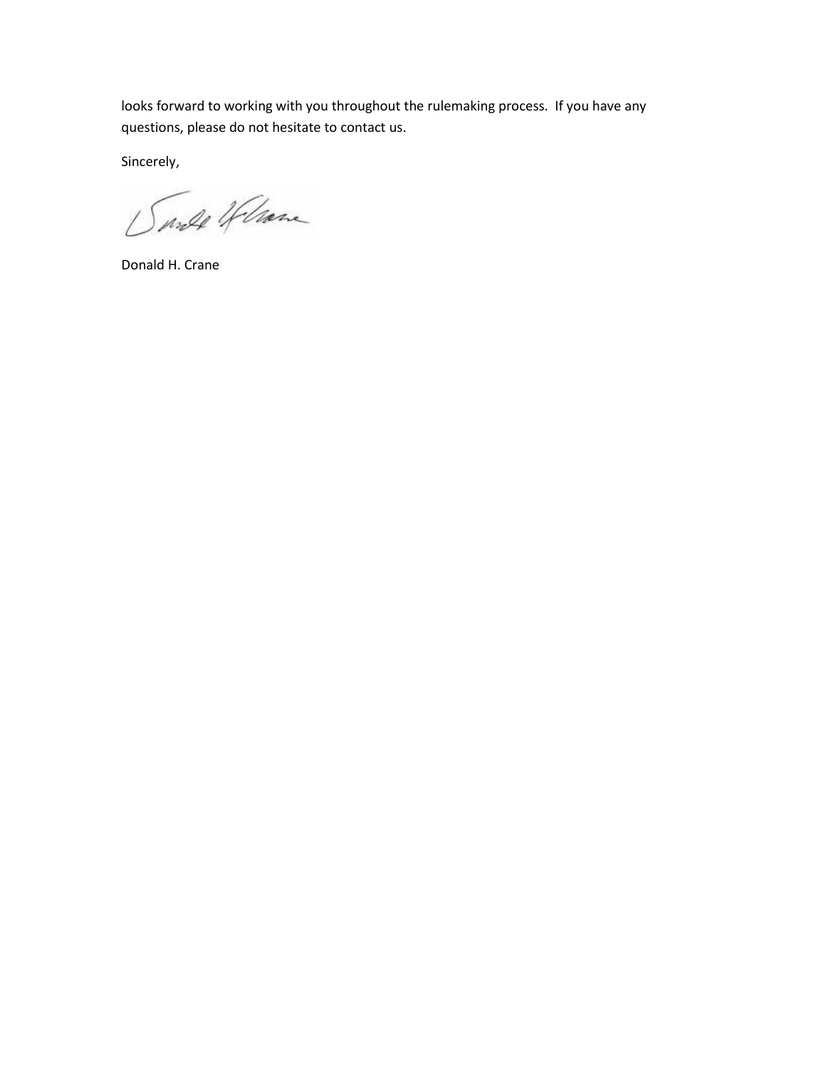looks forward to working with you throughout the rulemaking process. If you have any questions, please do not hesitate to contact us.

Sincerely,

Donald H. Crane